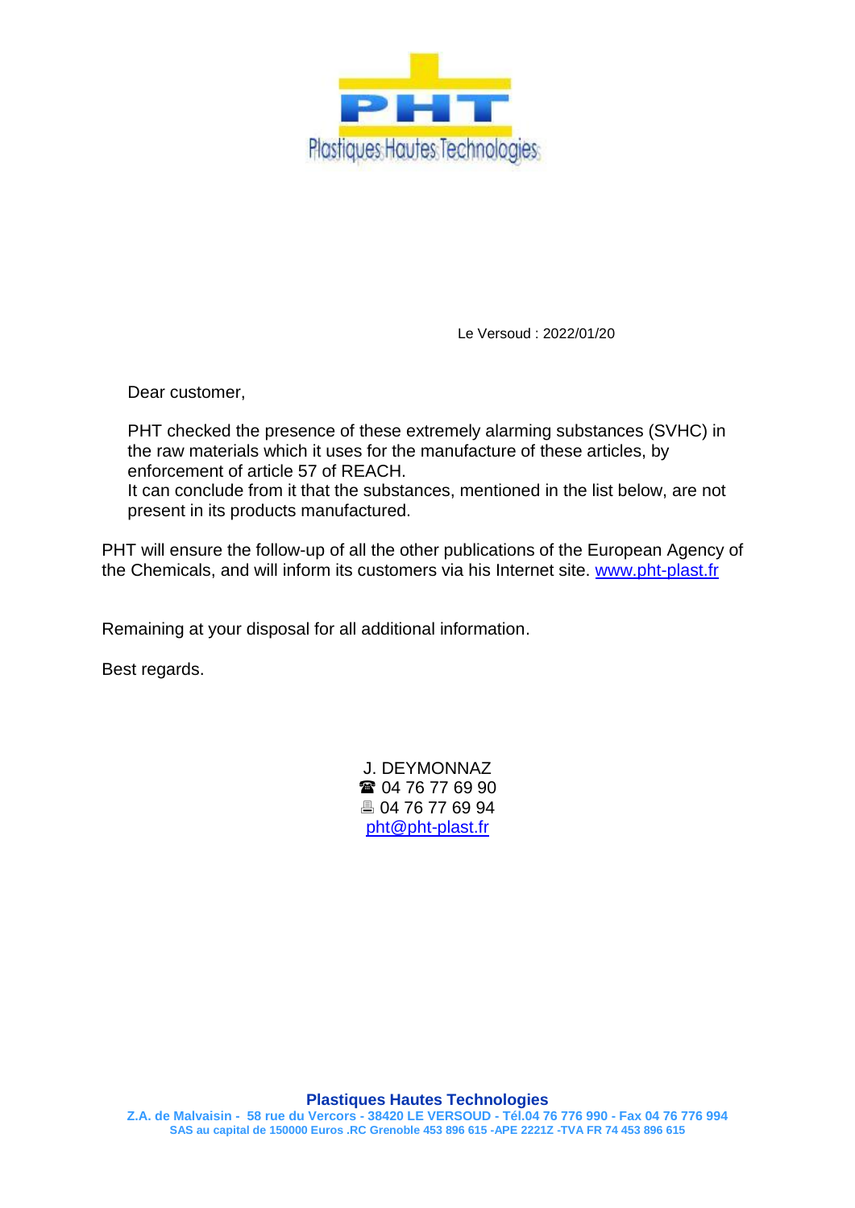PHT

Plastiques Hautes Technologies

Le Versoud : 2022/01/20

Dear customer,

PHT checked the presence of these extremely alarming substances (SVHC) in the raw materials which it uses for the manufacture of these articles, by enforcement of article 57 of REACH.
It can conclude from it that the substances, mentioned in the list below, are not present in its products manufactured.

PHT will ensure the follow-up of all the other publications of the European Agency of the Chemicals, and will inform its customers via his Internet site. www.pht-plast.fr

Remaining at your disposal for all additional information.

Best regards.

J. DEYMONNAZ
☎ 04 76 77 69 90
🖷 04 76 77 69 94
pht@pht-plast.fr

**Plastiques Hautes Technologies**
**Z.A. de Malvaisin - 58 rue du Vercors - 38420 LE VERSOUD - Tél.04 76 776 990 - Fax 04 76 776 994**
**SAS au capital de 150000 Euros .RC Grenoble 453 896 615 -APE 2221Z -TVA FR 74 453 896 615**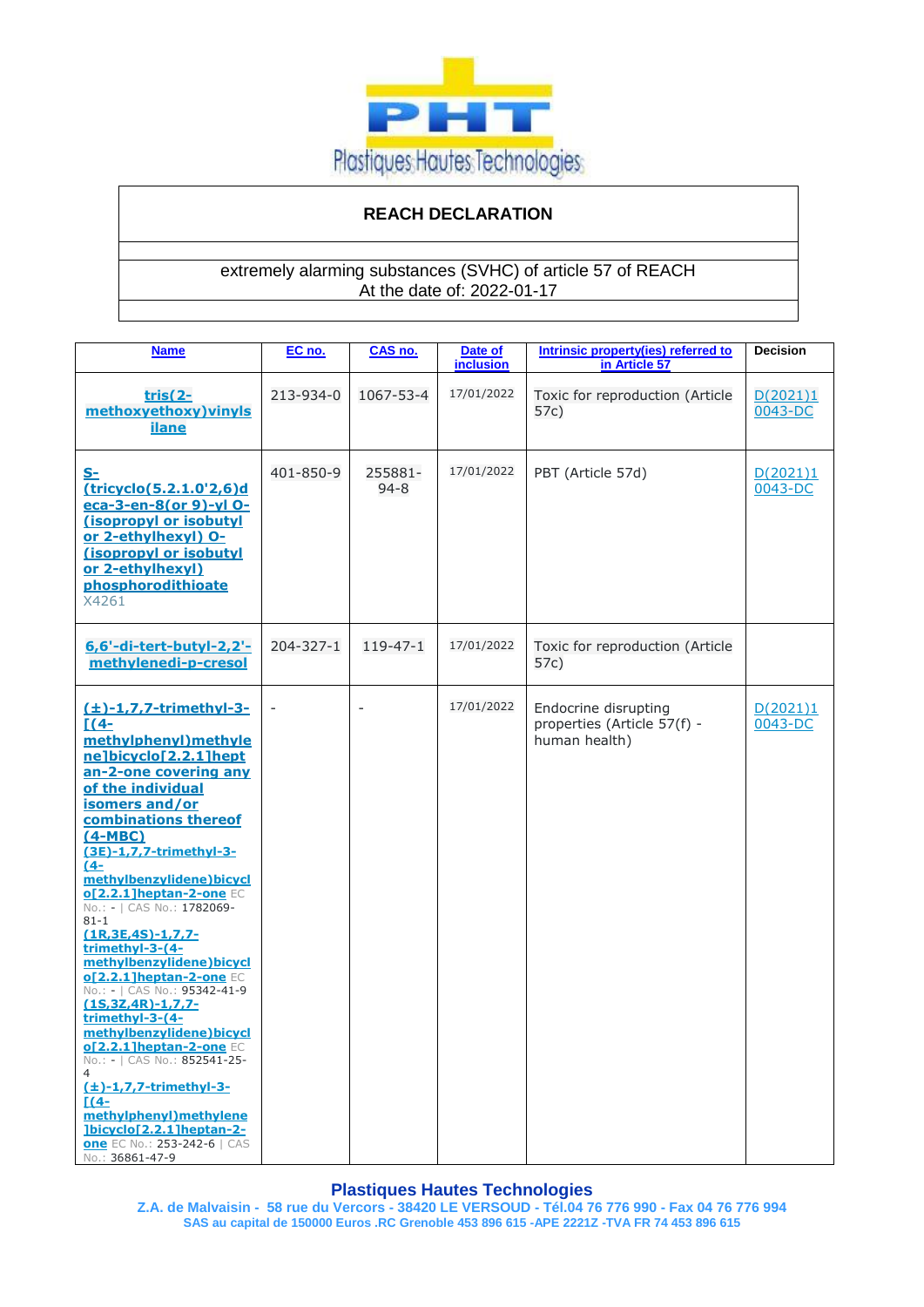**REACH DECLARATION**

extremely alarming substances (SVHC) of article 57 of REACH
At the date of: 2022-01-17

| Name | EC no. | CAS no. | Date of inclusion | Intrinsic property(ies) referred to in Article 57 | Decision |
|---|---|---|---|---|---|
| tris(2-methoxyethoxy)vinylsilane | 213-934-0 | 1067-53-4 | 17/01/2022 | Toxic for reproduction (Article 57c) | D(2021)10043-DC |
| S-(tricyclo(5.2.1.0'2,6)deca-3-en-8(or 9)-yl O-(isopropyl or isobutyl or 2-ethylhexyl) O-(isopropyl or isobutyl or 2-ethylhexyl) phosphorodithioate X4261 | 401-850-9 | 255881-94-8 | 17/01/2022 | PBT (Article 57d) | D(2021)10043-DC |
| 6,6'-di-tert-butyl-2,2'-methylenedi-p-cresol | 204-327-1 | 119-47-1 | 17/01/2022 | Toxic for reproduction (Article 57c) | |
| (±)-1,7,7-trimethyl-3-[(4-methylphenyl)methylene]bicyclo[2.2.1]heptan-2-one covering any of the individual isomers and/or combinations thereof (4-MBC) (3E)-1,7,7-trimethyl-3-(4-methylbenzylidene)bicyclo[2.2.1]heptan-2-one EC No.: - \| CAS No.: 1782069-81-1 (1R,3E,4S)-1,7,7-trimethyl-3-(4-methylbenzylidene)bicyclo[2.2.1]heptan-2-one EC No.: - \| CAS No.: 95342-41-9 (1S,3Z,4R)-1,7,7-trimethyl-3-(4-methylbenzylidene)bicyclo[2.2.1]heptan-2-one EC No.: - \| CAS No.: 852541-25-4 (±)-1,7,7-trimethyl-3-[(4-methylphenyl)methylene]bicyclo[2.2.1]heptan-2-one EC No.: 253-242-6 \| CAS No.: 36861-47-9 | - | - | 17/01/2022 | Endocrine disrupting properties (Article 57(f) - human health) | D(2021)10043-DC |

**Plastiques Hautes Technologies**
Z.A. de Malvaisin - 58 rue du Vercors - 38420 LE VERSOUD - Tél.04 76 776 990 - Fax 04 76 776 994
SAS au capital de 150000 Euros .RC Grenoble 453 896 615 -APE 2221Z -TVA FR 74 453 896 615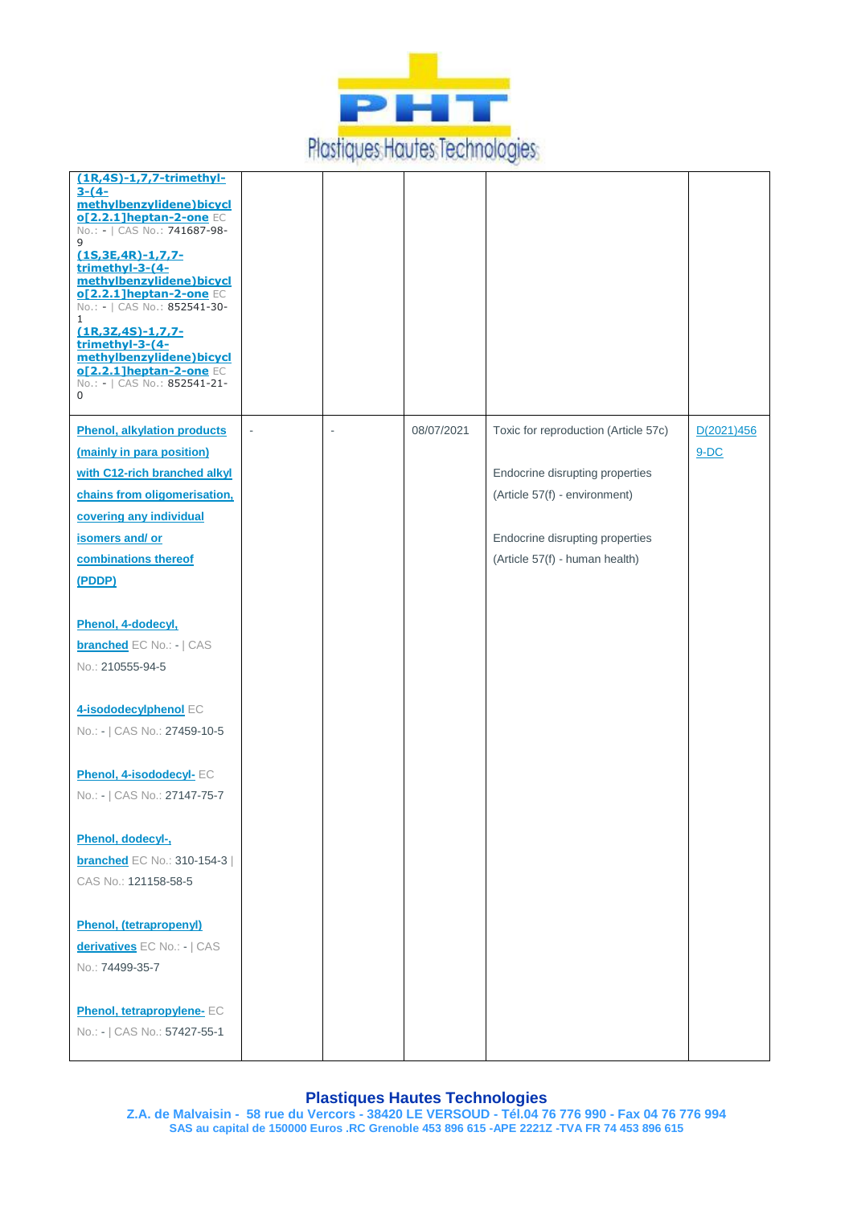| | | | | | |
|---|---|---|---|---|---|
| **(1R,4S)-1,7,7-trimethyl-3-(4-methylbenzylidene)bicyclo[2.2.1]heptan-2-one** EC No.: - \| CAS No.: 741687-98-9 **(1S,3E,4R)-1,7,7-trimethyl-3-(4-methylbenzylidene)bicyclo[2.2.1]heptan-2-one** EC No.: - \| CAS No.: 852541-30-1 **(1R,3Z,4S)-1,7,7-trimethyl-3-(4-methylbenzylidene)bicyclo[2.2.1]heptan-2-one** EC No.: - \| CAS No.: 852541-21-0 | | | | | |
| **Phenol, alkylation products (mainly in para position) with C12-rich branched alkyl chains from oligomerisation, covering any individual isomers and/ or combinations thereof (PDDP)** <br><br> **Phenol, 4-dodecyl, branched** EC No.: - \| CAS No.: 210555-94-5 <br><br> **4-isododecylphenol** EC No.: - \| CAS No.: 27459-10-5 <br><br> **Phenol, 4-isododecyl-** EC No.: - \| CAS No.: 27147-75-7 <br><br> **Phenol, dodecyl-, branched** EC No.: 310-154-3 \| CAS No.: 121158-58-5 <br><br> **Phenol, (tetrapropenyl) derivatives** EC No.: - \| CAS No.: 74499-35-7 <br><br> **Phenol, tetrapropylene-** EC No.: - \| CAS No.: 57427-55-1 | - | - | 08/07/2021 | Toxic for reproduction (Article 57c) <br><br> Endocrine disrupting properties (Article 57(f) - environment) <br><br> Endocrine disrupting properties (Article 57(f) - human health) | D(2021)4569-DC |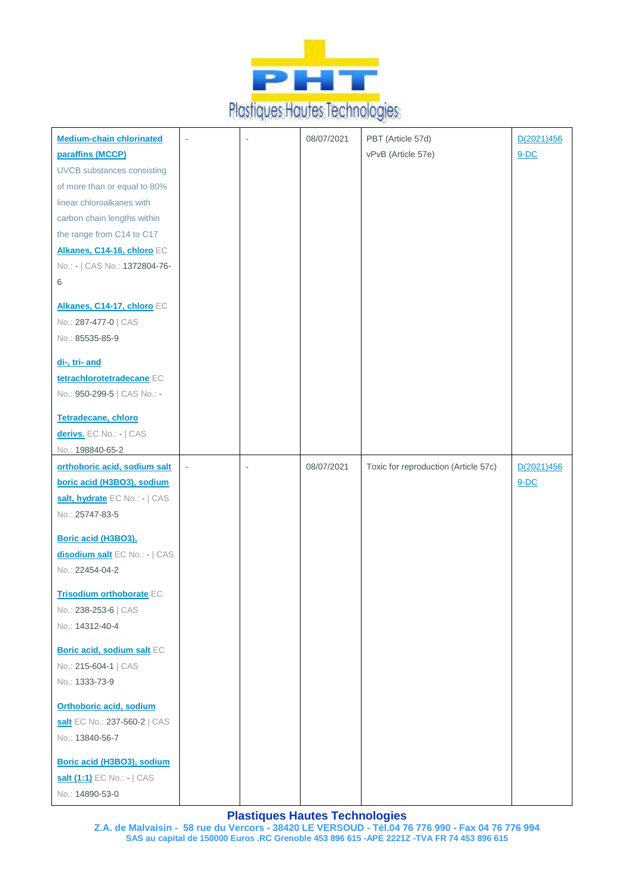| | | | | | |
|---|---|---|---|---|---|
| **Medium-chain chlorinated paraffins (MCCP)** UVCB substances consisting of more than or equal to 80% linear chloroalkanes with carbon chain lengths within the range from C14 to C17 **Alkanes, C14-16, chloro** EC No.: - \| CAS No.: 1372804-76-6<br><br>**Alkanes, C14-17, chloro** EC No.: 287-477-0 \| CAS No.: 85535-85-9<br><br>**di-, tri- and tetrachlorotetradecane** EC No.: 950-299-5 \| CAS No.: -<br><br>**Tetradecane, chloro derivs.** EC No.: - \| CAS No.: 198840-65-2 | - | - | 08/07/2021 | PBT (Article 57d)<br>vPvB (Article 57e) | D(2021)4569-DC |
| **orthoboric acid, sodium salt boric acid (H3BO3), sodium salt, hydrate** EC No.: - \| CAS No.: 25747-83-5<br><br>**Boric acid (H3BO3), disodium salt** EC No.: - \| CAS No.: 22454-04-2<br><br>**Trisodium orthoborate** EC No.: 238-253-6 \| CAS No.: 14312-40-4<br><br>**Boric acid, sodium salt** EC No.: 215-604-1 \| CAS No.: 1333-73-9<br><br>**Orthoboric acid, sodium salt** EC No.: 237-560-2 \| CAS No.: 13840-56-7<br><br>**Boric acid (H3BO3), sodium salt (1:1)** EC No.: - \| CAS No.: 14890-53-0 | - | - | 08/07/2021 | Toxic for reproduction (Article 57c) | D(2021)4569-DC |

**Plastiques Hautes Technologies**
Z.A. de Malvaisin - 58 rue du Vercors - 38420 LE VERSOUD - Tél.04 76 776 990 - Fax 04 76 776 994
SAS au capital de 150000 Euros .RC Grenoble 453 896 615 -APE 2221Z -TVA FR 74 453 896 615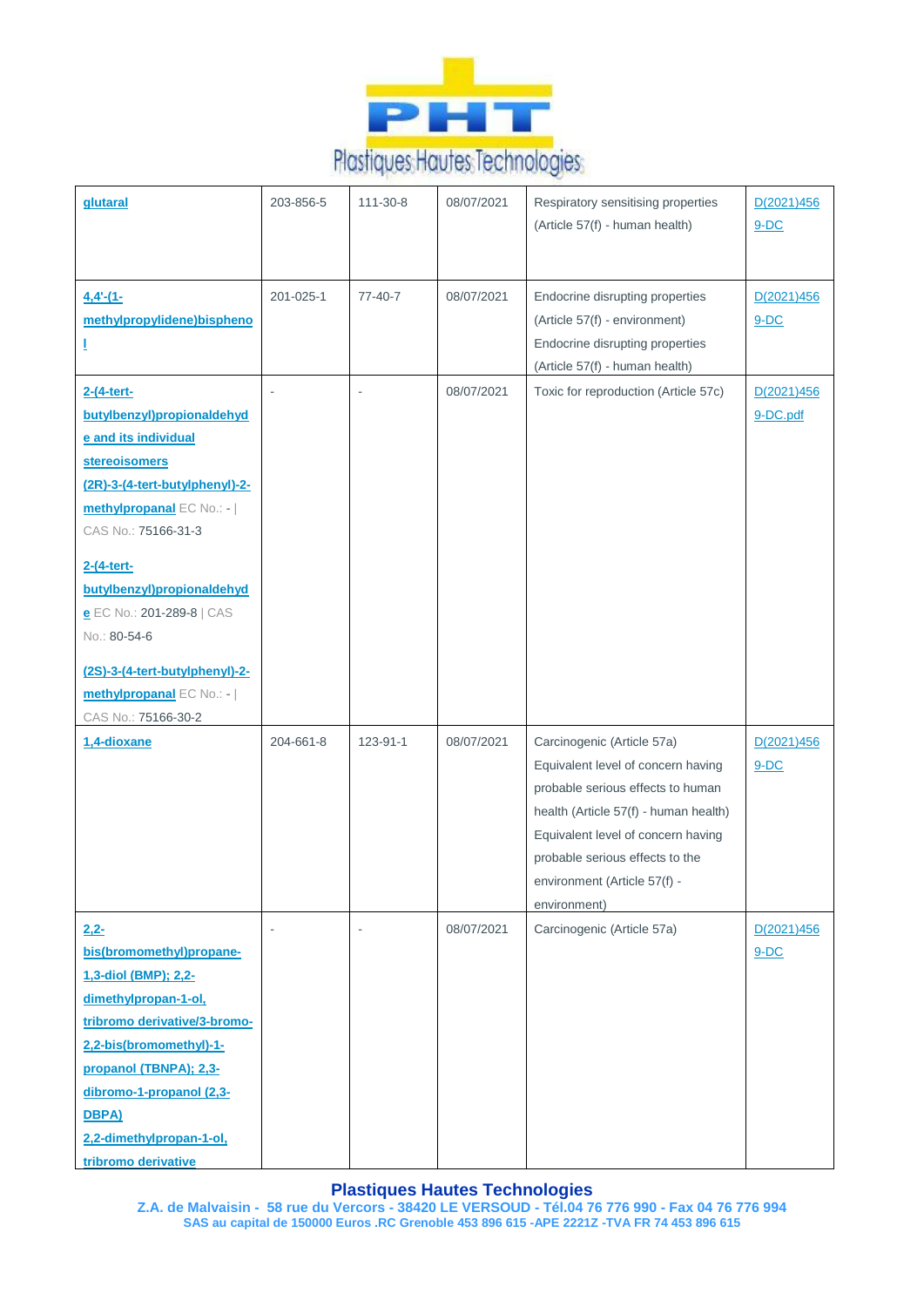| glutaral | 203-856-5 | 111-30-8 | 08/07/2021 | Respiratory sensitising properties (Article 57(f) - human health) | D(2021)4569-DC |
|---|---|---|---|---|---|
| 4,4'-(1-methylpropylidene)bisphenol | 201-025-1 | 77-40-7 | 08/07/2021 | Endocrine disrupting properties (Article 57(f) - environment) Endocrine disrupting properties (Article 57(f) - human health) | D(2021)4569-DC |
| 2-(4-tert-butylbenzyl)propionaldehyde and its individual stereoisomers (2R)-3-(4-tert-butylphenyl)-2-methylpropanal EC No.: - \| CAS No.: 75166-31-3 2-(4-tert-butylbenzyl)propionaldehyde EC No.: 201-289-8 \| CAS No.: 80-54-6 (2S)-3-(4-tert-butylphenyl)-2-methylpropanal EC No.: - \| CAS No.: 75166-30-2 | - | - | 08/07/2021 | Toxic for reproduction (Article 57c) | D(2021)4569-DC.pdf |
| 1,4-dioxane | 204-661-8 | 123-91-1 | 08/07/2021 | Carcinogenic (Article 57a) Equivalent level of concern having probable serious effects to human health (Article 57(f) - human health) Equivalent level of concern having probable serious effects to the environment (Article 57(f) - environment) | D(2021)4569-DC |
| 2,2-bis(bromomethyl)propane-1,3-diol (BMP); 2,2-dimethylpropan-1-ol, tribromo derivative/3-bromo-2,2-bis(bromomethyl)-1-propanol (TBNPA); 2,3-dibromo-1-propanol (2,3-DBPA) 2,2-dimethylpropan-1-ol, tribromo derivative | - | - | 08/07/2021 | Carcinogenic (Article 57a) | D(2021)4569-DC |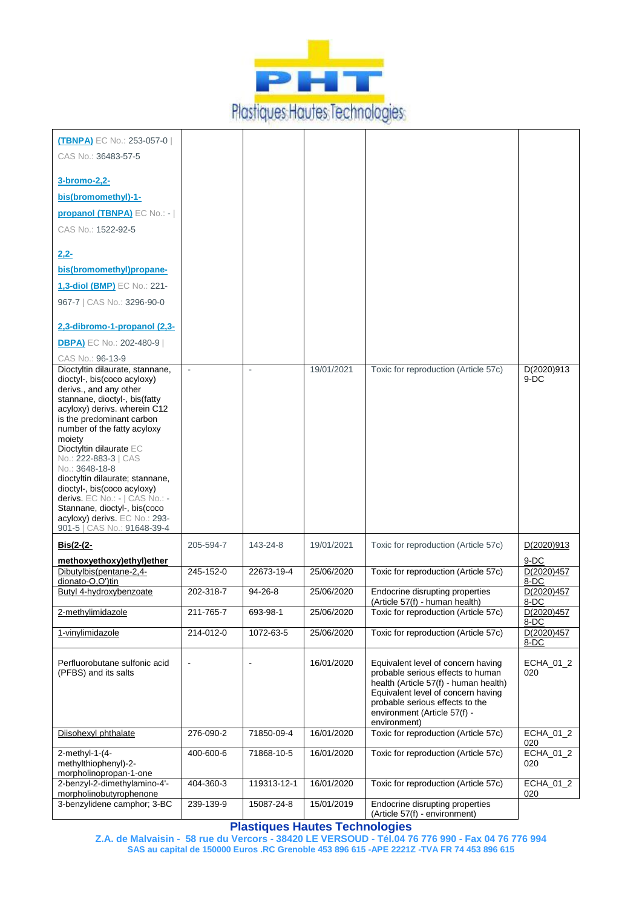| | | | | | |
|---|---|---|---|---|---|
| (TBNPA) EC No.: 253-057-0 \| CAS No.: 36483-57-5<br><br>3-bromo-2,2-bis(bromomethyl)-1-propanol (TBNPA) EC No.: - \| CAS No.: 1522-92-5<br><br>2,2-bis(bromomethyl)propane-1,3-diol (BMP) EC No.: 221-967-7 \| CAS No.: 3296-90-0<br><br>2,3-dibromo-1-propanol (2,3-DBPA) EC No.: 202-480-9 \| CAS No.: 96-13-9 | | | | | |
| Dioctyltin dilaurate, stannane, dioctyl-, bis(coco acyloxy) derivs., and any other stannane, dioctyl-, bis(fatty acyloxy) derivs. wherein C12 is the predominant carbon number of the fatty acyloxy moiety<br>Dioctyltin dilaurate EC No.: 222-883-3 \| CAS No.: 3648-18-8<br>dioctyltin dilaurate; stannane, dioctyl-, bis(coco acyloxy) derivs. EC No.: - \| CAS No.: -<br>Stannane, dioctyl-, bis(coco acyloxy) derivs. EC No.: 293-901-5 \| CAS No.: 91648-39-4 | - | - | 19/01/2021 | Toxic for reproduction (Article 57c) | D(2020)9139-DC |
| **Bis(2-(2-methoxyethoxy)ethyl)ether** | 205-594-7 | 143-24-8 | 19/01/2021 | Toxic for reproduction (Article 57c) | D(2020)9139-DC |
| Dibutylbis(pentane-2,4-dionato-O,O')tin | 245-152-0 | 22673-19-4 | 25/06/2020 | Toxic for reproduction (Article 57c) | D(2020)4578-DC |
| Butyl 4-hydroxybenzoate | 202-318-7 | 94-26-8 | 25/06/2020 | Endocrine disrupting properties (Article 57(f) - human health) | D(2020)4578-DC |
| 2-methylimidazole | 211-765-7 | 693-98-1 | 25/06/2020 | Toxic for reproduction (Article 57c) | D(2020)4578-DC |
| 1-vinylimidazole | 214-012-0 | 1072-63-5 | 25/06/2020 | Toxic for reproduction (Article 57c) | D(2020)4578-DC |
| Perfluorobutane sulfonic acid (PFBS) and its salts | - | - | 16/01/2020 | Equivalent level of concern having probable serious effects to human health (Article 57(f) - human health)<br>Equivalent level of concern having probable serious effects to the environment (Article 57(f) - environment) | ECHA_01_2020 |
| Diisohexyl phthalate | 276-090-2 | 71850-09-4 | 16/01/2020 | Toxic for reproduction (Article 57c) | ECHA_01_2020 |
| 2-methyl-1-(4-methylthiophenyl)-2-morpholinopropan-1-one | 400-600-6 | 71868-10-5 | 16/01/2020 | Toxic for reproduction (Article 57c) | ECHA_01_2020 |
| 2-benzyl-2-dimethylamino-4'-morpholinobutyrophenone | 404-360-3 | 119313-12-1 | 16/01/2020 | Toxic for reproduction (Article 57c) | ECHA_01_2020 |
| 3-benzylidene camphor; 3-BC | 239-139-9 | 15087-24-8 | 15/01/2019 | Endocrine disrupting properties (Article 57(f) - environment) | |

**Plastiques Hautes Technologies**
Z.A. de Malvaisin - 58 rue du Vercors - 38420 LE VERSOUD - Tél.04 76 776 990 - Fax 04 76 776 994
SAS au capital de 150000 Euros .RC Grenoble 453 896 615 -APE 2221Z -TVA FR 74 453 896 615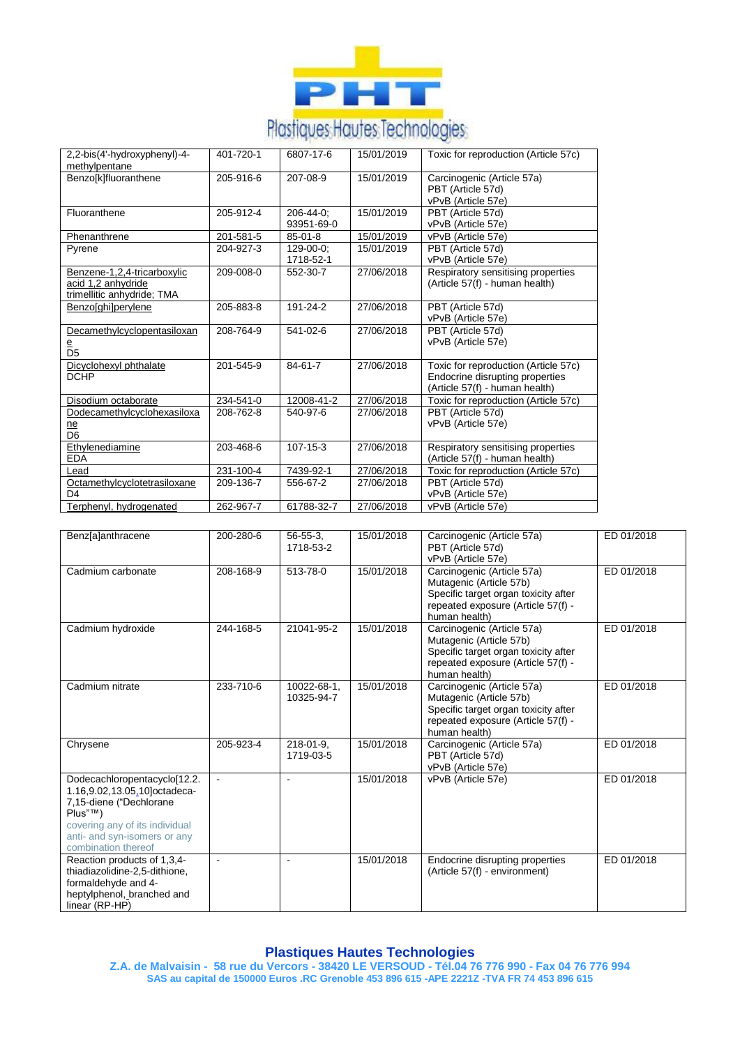| 2,2-bis(4'-hydroxyphenyl)-4-methylpentane | 401-720-1 | 6807-17-6 | 15/01/2019 | Toxic for reproduction (Article 57c) |
|---|---|---|---|---|
| Benzo[k]fluoranthene | 205-916-6 | 207-08-9 | 15/01/2019 | Carcinogenic (Article 57a)<br>PBT (Article 57d)<br>vPvB (Article 57e) |
| Fluoranthene | 205-912-4 | 206-44-0;<br>93951-69-0 | 15/01/2019 | PBT (Article 57d)<br>vPvB (Article 57e) |
| Phenanthrene | 201-581-5 | 85-01-8 | 15/01/2019 | vPvB (Article 57e) |
| Pyrene | 204-927-3 | 129-00-0;<br>1718-52-1 | 15/01/2019 | PBT (Article 57d)<br>vPvB (Article 57e) |
| Benzene-1,2,4-tricarboxylic acid 1,2 anhydride<br>trimellitic anhydride; TMA | 209-008-0 | 552-30-7 | 27/06/2018 | Respiratory sensitising properties (Article 57(f) - human health) |
| Benzo[ghi]perylene | 205-883-8 | 191-24-2 | 27/06/2018 | PBT (Article 57d)<br>vPvB (Article 57e) |
| Decamethylcyclopentasiloxane<br>D5 | 208-764-9 | 541-02-6 | 27/06/2018 | PBT (Article 57d)<br>vPvB (Article 57e) |
| Dicyclohexyl phthalate<br>DCHP | 201-545-9 | 84-61-7 | 27/06/2018 | Toxic for reproduction (Article 57c)<br>Endocrine disrupting properties (Article 57(f) - human health) |
| Disodium octaborate | 234-541-0 | 12008-41-2 | 27/06/2018 | Toxic for reproduction (Article 57c) |
| Dodecamethylcyclohexasiloxane<br>D6 | 208-762-8 | 540-97-6 | 27/06/2018 | PBT (Article 57d)<br>vPvB (Article 57e) |
| Ethylenediamine<br>EDA | 203-468-6 | 107-15-3 | 27/06/2018 | Respiratory sensitising properties (Article 57(f) - human health) |
| Lead | 231-100-4 | 7439-92-1 | 27/06/2018 | Toxic for reproduction (Article 57c) |
| Octamethylcyclotetrasiloxane<br>D4 | 209-136-7 | 556-67-2 | 27/06/2018 | PBT (Article 57d)<br>vPvB (Article 57e) |
| Terphenyl, hydrogenated | 262-967-7 | 61788-32-7 | 27/06/2018 | vPvB (Article 57e) |

| Benz[a]anthracene | 200-280-6 | 56-55-3,<br>1718-53-2 | 15/01/2018 | Carcinogenic (Article 57a)<br>PBT (Article 57d)<br>vPvB (Article 57e) | ED 01/2018 |
|---|---|---|---|---|---|
| Cadmium carbonate | 208-168-9 | 513-78-0 | 15/01/2018 | Carcinogenic (Article 57a)<br>Mutagenic (Article 57b)<br>Specific target organ toxicity after repeated exposure (Article 57(f) - human health) | ED 01/2018 |
| Cadmium hydroxide | 244-168-5 | 21041-95-2 | 15/01/2018 | Carcinogenic (Article 57a)<br>Mutagenic (Article 57b)<br>Specific target organ toxicity after repeated exposure (Article 57(f) - human health) | ED 01/2018 |
| Cadmium nitrate | 233-710-6 | 10022-68-1,<br>10325-94-7 | 15/01/2018 | Carcinogenic (Article 57a)<br>Mutagenic (Article 57b)<br>Specific target organ toxicity after repeated exposure (Article 57(f) - human health) | ED 01/2018 |
| Chrysene | 205-923-4 | 218-01-9,<br>1719-03-5 | 15/01/2018 | Carcinogenic (Article 57a)<br>PBT (Article 57d)<br>vPvB (Article 57e) | ED 01/2018 |
| Dodecachloropentacyclo[12.2.1.16,9.02,13.05,10]octadeca-7,15-diene ("Dechlorane Plus"™)<br>covering any of its individual anti- and syn-isomers or any combination thereof | - | - | 15/01/2018 | vPvB (Article 57e) | ED 01/2018 |
| Reaction products of 1,3,4-thiadiazolidine-2,5-dithione, formaldehyde and 4-heptylphenol, branched and linear (RP-HP) | - | - | 15/01/2018 | Endocrine disrupting properties (Article 57(f) - environment) | ED 01/2018 |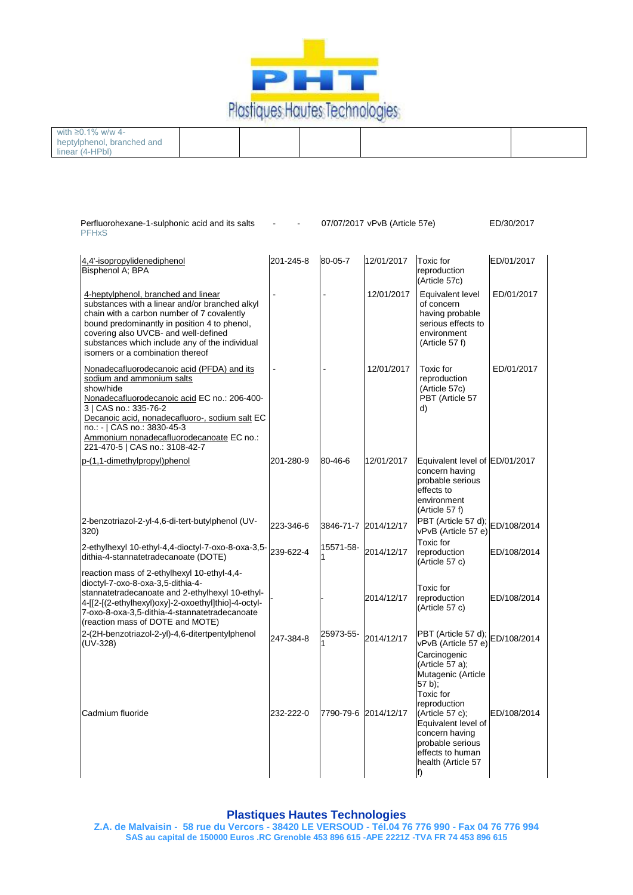| with ≥0.1% w/w 4-heptylphenol, branched and linear (4-HPbl) | | | | | |
|---|---|---|---|---|---|

| Perfluorohexane-1-sulphonic acid and its salts PFHxS | - | - | 07/07/2017 | vPvB (Article 57e) | ED/30/2017 |
|---|---|---|---|---|---|
| 4,4'-isopropylidenediphenol Bisphenol A; BPA | 201-245-8 | 80-05-7 | 12/01/2017 | Toxic for reproduction (Article 57c) | ED/01/2017 |
| 4-heptylphenol, branched and linear substances with a linear and/or branched alkyl chain with a carbon number of 7 covalently bound predominantly in position 4 to phenol, covering also UVCB- and well-defined substances which include any of the individual isomers or a combination thereof | - | - | 12/01/2017 | Equivalent level of concern having probable serious effects to environment (Article 57 f) | ED/01/2017 |
| Nonadecafluorodecanoic acid (PFDA) and its sodium and ammonium salts show/hide Nonadecafluorodecanoic acid EC no.: 206-400-3 \| CAS no.: 335-76-2 Decanoic acid, nonadecafluoro-, sodium salt EC no.: - \| CAS no.: 3830-45-3 Ammonium nonadecafluorodecanoate EC no.: 221-470-5 \| CAS no.: 3108-42-7 | - | - | 12/01/2017 | Toxic for reproduction (Article 57c) PBT (Article 57 d) | ED/01/2017 |
| p-(1,1-dimethylpropyl)phenol | 201-280-9 | 80-46-6 | 12/01/2017 | Equivalent level of concern having probable serious effects to environment (Article 57 f) | ED/01/2017 |
| 2-benzotriazol-2-yl-4,6-di-tert-butylphenol (UV-320) | 223-346-6 | 3846-71-7 | 2014/12/17 | PBT (Article 57 d); vPvB (Article 57 e) | ED/108/2014 |
| 2-ethylhexyl 10-ethyl-4,4-dioctyl-7-oxo-8-oxa-3,5-dithia-4-stannatetradecanoate (DOTE) | 239-622-4 | 15571-58-1 | 2014/12/17 | Toxic for reproduction (Article 57 c) | ED/108/2014 |
| reaction mass of 2-ethylhexyl 10-ethyl-4,4-dioctyl-7-oxo-8-oxa-3,5-dithia-4-stannatetradecanoate and 2-ethylhexyl 10-ethyl-4-[[2-[(2-ethylhexyl)oxy]-2-oxoethyl]thio]-4-octyl-7-oxo-8-oxa-3,5-dithia-4-stannatetradecanoate (reaction mass of DOTE and MOTE) | - | - | 2014/12/17 | Toxic for reproduction (Article 57 c) | ED/108/2014 |
| 2-(2H-benzotriazol-2-yl)-4,6-ditertpentylphenol (UV-328) | 247-384-8 | 25973-55-1 | 2014/12/17 | PBT (Article 57 d); vPvB (Article 57 e) | ED/108/2014 |
| Cadmium fluoride | 232-222-0 | 7790-79-6 | 2014/12/17 | Carcinogenic (Article 57 a); Mutagenic (Article 57 b); Toxic for reproduction (Article 57 c); Equivalent level of concern having probable serious effects to human health (Article 57 f) | ED/108/2014 |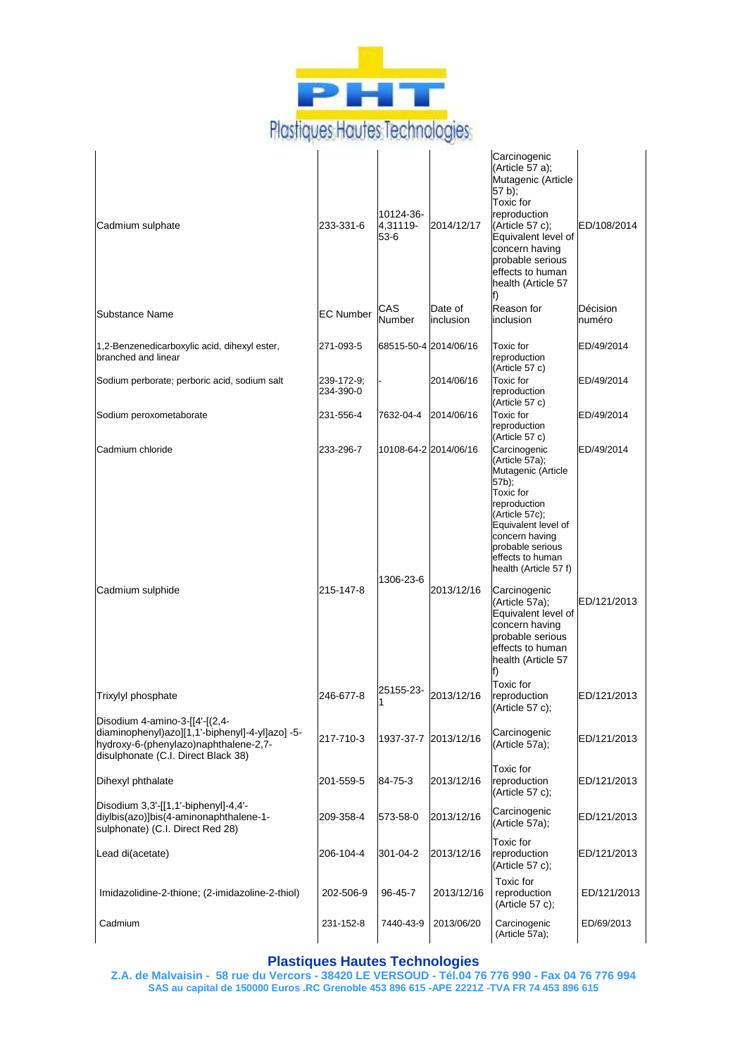| Cadmium sulphate | 233-331-6 | 10124-36-4,31119-53-6 | 2014/12/17 | Carcinogenic (Article 57 a); Mutagenic (Article 57 b); Toxic for reproduction (Article 57 c); Equivalent level of concern having probable serious effects to human health (Article 57 f) | ED/108/2014 |
|---|---|---|---|---|---|
| Substance Name | EC Number | CAS Number | Date of inclusion | Reason for inclusion | Décision numéro |
| 1,2-Benzenedicarboxylic acid, dihexyl ester, branched and linear | 271-093-5 | 68515-50-4 | 2014/06/16 | Toxic for reproduction (Article 57 c) | ED/49/2014 |
| Sodium perborate; perboric acid, sodium salt | 239-172-9; 234-390-0 | - | 2014/06/16 | Toxic for reproduction (Article 57 c) | ED/49/2014 |
| Sodium peroxometaborate | 231-556-4 | 7632-04-4 | 2014/06/16 | Toxic for reproduction (Article 57 c) | ED/49/2014 |
| Cadmium chloride | 233-296-7 | 10108-64-2 | 2014/06/16 | Carcinogenic (Article 57a); Mutagenic (Article 57b); Toxic for reproduction (Article 57c); Equivalent level of concern having probable serious effects to human health (Article 57 f) | ED/49/2014 |
| Cadmium sulphide | 215-147-8 | 1306-23-6 | 2013/12/16 | Carcinogenic (Article 57a); Equivalent level of concern having probable serious effects to human health (Article 57 f) | ED/121/2013 |
| Trixylyl phosphate | 246-677-8 | 25155-23-1 | 2013/12/16 | Toxic for reproduction (Article 57 c); | ED/121/2013 |
| Disodium 4-amino-3-[[4'-[(2,4-diaminophenyl)azo][1,1'-biphenyl]-4-yl]azo] -5-hydroxy-6-(phenylazo)naphthalene-2,7-disulphonate (C.I. Direct Black 38) | 217-710-3 | 1937-37-7 | 2013/12/16 | Carcinogenic (Article 57a); | ED/121/2013 |
| Dihexyl phthalate | 201-559-5 | 84-75-3 | 2013/12/16 | Toxic for reproduction (Article 57 c); | ED/121/2013 |
| Disodium 3,3'-[[1,1'-biphenyl]-4,4'-diylbis(azo)]bis(4-aminonaphthalene-1-sulphonate) (C.I. Direct Red 28) | 209-358-4 | 573-58-0 | 2013/12/16 | Carcinogenic (Article 57a); | ED/121/2013 |
| Lead di(acetate) | 206-104-4 | 301-04-2 | 2013/12/16 | Toxic for reproduction (Article 57 c); | ED/121/2013 |
| Imidazolidine-2-thione; (2-imidazoline-2-thiol) | 202-506-9 | 96-45-7 | 2013/12/16 | Toxic for reproduction (Article 57 c); | ED/121/2013 |
| Cadmium | 231-152-8 | 7440-43-9 | 2013/06/20 | Carcinogenic (Article 57a); | ED/69/2013 |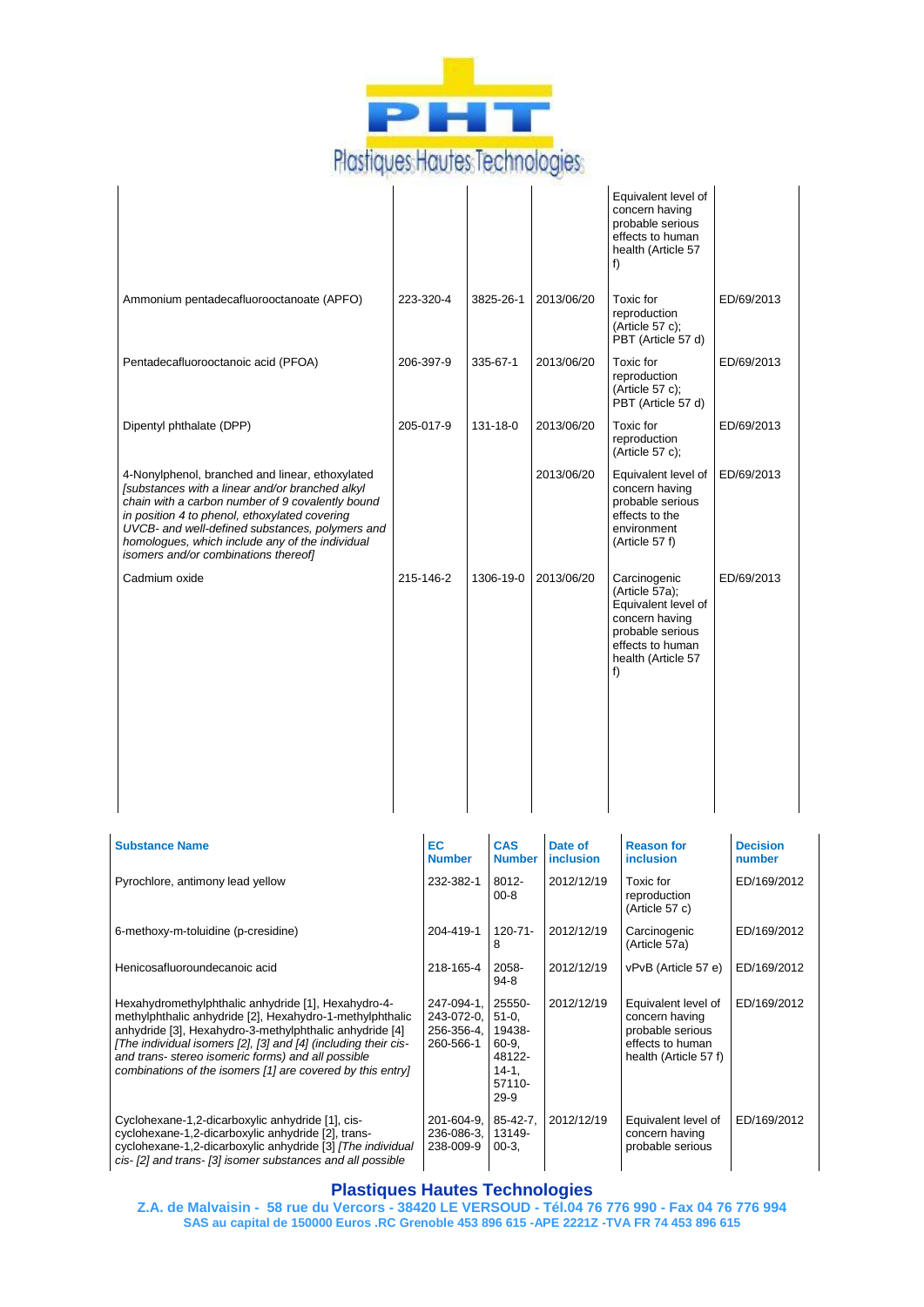| | | | | | |
|---|---|---|---|---|---|
| | | | | Equivalent level of concern having probable serious effects to human health (Article 57 f) | |
| Ammonium pentadecafluorooctanoate (APFO) | 223-320-4 | 3825-26-1 | 2013/06/20 | Toxic for reproduction (Article 57 c); PBT (Article 57 d) | ED/69/2013 |
| Pentadecafluorooctanoic acid (PFOA) | 206-397-9 | 335-67-1 | 2013/06/20 | Toxic for reproduction (Article 57 c); PBT (Article 57 d) | ED/69/2013 |
| Dipentyl phthalate (DPP) | 205-017-9 | 131-18-0 | 2013/06/20 | Toxic for reproduction (Article 57 c); | ED/69/2013 |
| 4-Nonylphenol, branched and linear, ethoxylated *[substances with a linear and/or branched alkyl chain with a carbon number of 9 covalently bound in position 4 to phenol, ethoxylated covering UVCB- and well-defined substances, polymers and homologues, which include any of the individual isomers and/or combinations thereof]* | | | 2013/06/20 | Equivalent level of concern having probable serious effects to the environment (Article 57 f) | ED/69/2013 |
| Cadmium oxide | 215-146-2 | 1306-19-0 | 2013/06/20 | Carcinogenic (Article 57a); Equivalent level of concern having probable serious effects to human health (Article 57 f) | ED/69/2013 |

| Substance Name | EC Number | CAS Number | Date of inclusion | Reason for inclusion | Decision number |
|---|---|---|---|---|---|
| Pyrochlore, antimony lead yellow | 232-382-1 | 8012-00-8 | 2012/12/19 | Toxic for reproduction (Article 57 c) | ED/169/2012 |
| 6-methoxy-m-toluidine (p-cresidine) | 204-419-1 | 120-71-8 | 2012/12/19 | Carcinogenic (Article 57a) | ED/169/2012 |
| Henicosafluoroundecanoic acid | 218-165-4 | 2058-94-8 | 2012/12/19 | vPvB (Article 57 e) | ED/169/2012 |
| Hexahydromethylphthalic anhydride [1], Hexahydro-4-methylphthalic anhydride [2], Hexahydro-1-methylphthalic anhydride [3], Hexahydro-3-methylphthalic anhydride [4] *[The individual isomers [2], [3] and [4] (including their cis- and trans- stereo isomeric forms) and all possible combinations of the isomers [1] are covered by this entry]* | 247-094-1, 243-072-0, 256-356-4, 260-566-1 | 25550-51-0, 19438-60-9, 48122-14-1, 57110-29-9 | 2012/12/19 | Equivalent level of concern having probable serious effects to human health (Article 57 f) | ED/169/2012 |
| Cyclohexane-1,2-dicarboxylic anhydride [1], cis-cyclohexane-1,2-dicarboxylic anhydride [2], trans-cyclohexane-1,2-dicarboxylic anhydride [3] *[The individual cis- [2] and trans- [3] isomer substances and all possible* | 201-604-9, 236-086-3, 238-009-9 | 85-42-7, 13149-00-3, | 2012/12/19 | Equivalent level of concern having probable serious | ED/169/2012 |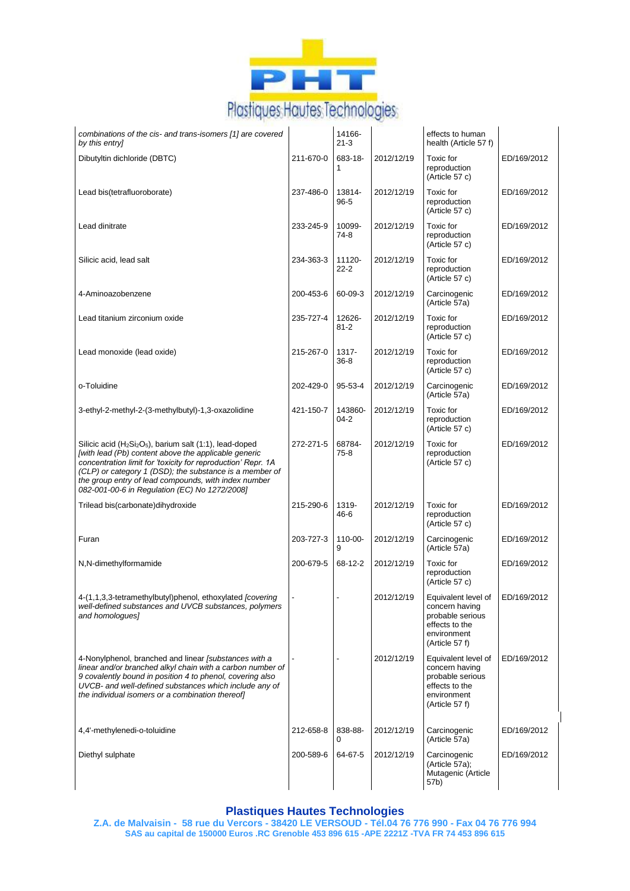| | | | | | |
|---|---|---|---|---|---|
| *combinations of the cis- and trans-isomers [1] are covered by this entry]* | | 14166-21-3 | | effects to human health (Article 57 f) | |
| Dibutyltin dichloride (DBTC) | 211-670-0 | 683-18-1 | 2012/12/19 | Toxic for reproduction (Article 57 c) | ED/169/2012 |
| Lead bis(tetrafluoroborate) | 237-486-0 | 13814-96-5 | 2012/12/19 | Toxic for reproduction (Article 57 c) | ED/169/2012 |
| Lead dinitrate | 233-245-9 | 10099-74-8 | 2012/12/19 | Toxic for reproduction (Article 57 c) | ED/169/2012 |
| Silicic acid, lead salt | 234-363-3 | 11120-22-2 | 2012/12/19 | Toxic for reproduction (Article 57 c) | ED/169/2012 |
| 4-Aminoazobenzene | 200-453-6 | 60-09-3 | 2012/12/19 | Carcinogenic (Article 57a) | ED/169/2012 |
| Lead titanium zirconium oxide | 235-727-4 | 12626-81-2 | 2012/12/19 | Toxic for reproduction (Article 57 c) | ED/169/2012 |
| Lead monoxide (lead oxide) | 215-267-0 | 1317-36-8 | 2012/12/19 | Toxic for reproduction (Article 57 c) | ED/169/2012 |
| o-Toluidine | 202-429-0 | 95-53-4 | 2012/12/19 | Carcinogenic (Article 57a) | ED/169/2012 |
| 3-ethyl-2-methyl-2-(3-methylbutyl)-1,3-oxazolidine | 421-150-7 | 143860-04-2 | 2012/12/19 | Toxic for reproduction (Article 57 c) | ED/169/2012 |
| Silicic acid ($H_2Si_2O_5$), barium salt (1:1), lead-doped *[with lead (Pb) content above the applicable generic concentration limit for 'toxicity for reproduction' Repr. 1A (CLP) or category 1 (DSD); the substance is a member of the group entry of lead compounds, with index number 082-001-00-6 in Regulation (EC) No 1272/2008]* | 272-271-5 | 68784-75-8 | 2012/12/19 | Toxic for reproduction (Article 57 c) | ED/169/2012 |
| Trilead bis(carbonate)dihydroxide | 215-290-6 | 1319-46-6 | 2012/12/19 | Toxic for reproduction (Article 57 c) | ED/169/2012 |
| Furan | 203-727-3 | 110-00-9 | 2012/12/19 | Carcinogenic (Article 57a) | ED/169/2012 |
| N,N-dimethylformamide | 200-679-5 | 68-12-2 | 2012/12/19 | Toxic for reproduction (Article 57 c) | ED/169/2012 |
| 4-(1,1,3,3-tetramethylbutyl)phenol, ethoxylated *[covering well-defined substances and UVCB substances, polymers and homologues]* | - | - | 2012/12/19 | Equivalent level of concern having probable serious effects to the environment (Article 57 f) | ED/169/2012 |
| 4-Nonylphenol, branched and linear *[substances with a linear and/or branched alkyl chain with a carbon number of 9 covalently bound in position 4 to phenol, covering also UVCB- and well-defined substances which include any of the individual isomers or a combination thereof]* | - | - | 2012/12/19 | Equivalent level of concern having probable serious effects to the environment (Article 57 f) | ED/169/2012 |
| 4,4'-methylenedi-o-toluidine | 212-658-8 | 838-88-0 | 2012/12/19 | Carcinogenic (Article 57a) | ED/169/2012 |
| Diethyl sulphate | 200-589-6 | 64-67-5 | 2012/12/19 | Carcinogenic (Article 57a); Mutagenic (Article 57b) | ED/169/2012 |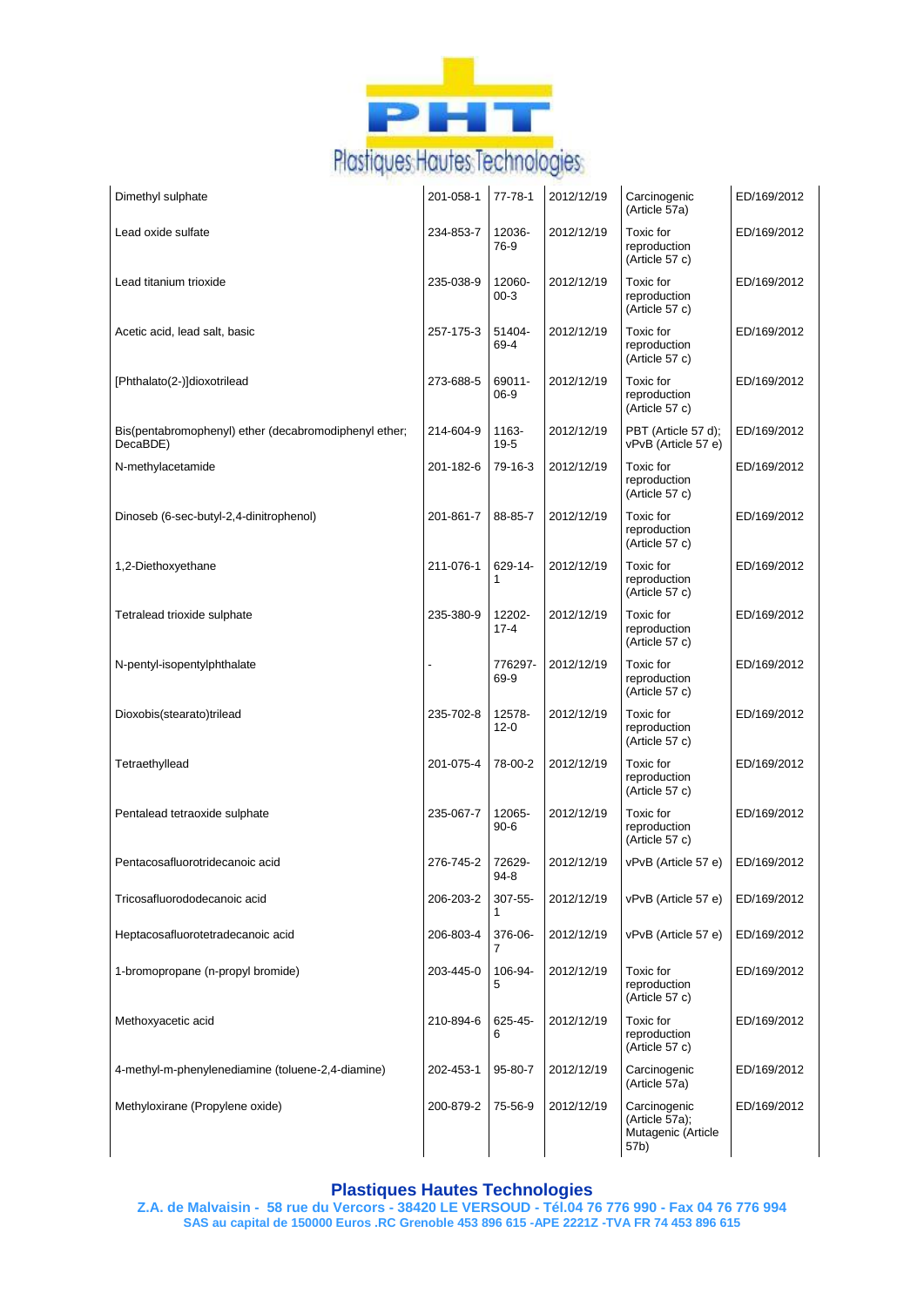| | | | | | |
|---|---|---|---|---|---|
| Dimethyl sulphate | 201-058-1 | 77-78-1 | 2012/12/19 | Carcinogenic (Article 57a) | ED/169/2012 |
| Lead oxide sulfate | 234-853-7 | 12036-76-9 | 2012/12/19 | Toxic for reproduction (Article 57 c) | ED/169/2012 |
| Lead titanium trioxide | 235-038-9 | 12060-00-3 | 2012/12/19 | Toxic for reproduction (Article 57 c) | ED/169/2012 |
| Acetic acid, lead salt, basic | 257-175-3 | 51404-69-4 | 2012/12/19 | Toxic for reproduction (Article 57 c) | ED/169/2012 |
| [Phthalato(2-)]dioxotrilead | 273-688-5 | 69011-06-9 | 2012/12/19 | Toxic for reproduction (Article 57 c) | ED/169/2012 |
| Bis(pentabromophenyl) ether (decabromodiphenyl ether; DecaBDE) | 214-604-9 | 1163-19-5 | 2012/12/19 | PBT (Article 57 d); vPvB (Article 57 e) | ED/169/2012 |
| N-methylacetamide | 201-182-6 | 79-16-3 | 2012/12/19 | Toxic for reproduction (Article 57 c) | ED/169/2012 |
| Dinoseb (6-sec-butyl-2,4-dinitrophenol) | 201-861-7 | 88-85-7 | 2012/12/19 | Toxic for reproduction (Article 57 c) | ED/169/2012 |
| 1,2-Diethoxyethane | 211-076-1 | 629-14-1 | 2012/12/19 | Toxic for reproduction (Article 57 c) | ED/169/2012 |
| Tetralead trioxide sulphate | 235-380-9 | 12202-17-4 | 2012/12/19 | Toxic for reproduction (Article 57 c) | ED/169/2012 |
| N-pentyl-isopentylphthalate | - | 776297-69-9 | 2012/12/19 | Toxic for reproduction (Article 57 c) | ED/169/2012 |
| Dioxobis(stearato)trilead | 235-702-8 | 12578-12-0 | 2012/12/19 | Toxic for reproduction (Article 57 c) | ED/169/2012 |
| Tetraethyllead | 201-075-4 | 78-00-2 | 2012/12/19 | Toxic for reproduction (Article 57 c) | ED/169/2012 |
| Pentalead tetraoxide sulphate | 235-067-7 | 12065-90-6 | 2012/12/19 | Toxic for reproduction (Article 57 c) | ED/169/2012 |
| Pentacosafluorotridecanoic acid | 276-745-2 | 72629-94-8 | 2012/12/19 | vPvB (Article 57 e) | ED/169/2012 |
| Tricosafluorododecanoic acid | 206-203-2 | 307-55-1 | 2012/12/19 | vPvB (Article 57 e) | ED/169/2012 |
| Heptacosafluorotetradecanoic acid | 206-803-4 | 376-06-7 | 2012/12/19 | vPvB (Article 57 e) | ED/169/2012 |
| 1-bromopropane (n-propyl bromide) | 203-445-0 | 106-94-5 | 2012/12/19 | Toxic for reproduction (Article 57 c) | ED/169/2012 |
| Methoxyacetic acid | 210-894-6 | 625-45-6 | 2012/12/19 | Toxic for reproduction (Article 57 c) | ED/169/2012 |
| 4-methyl-m-phenylenediamine (toluene-2,4-diamine) | 202-453-1 | 95-80-7 | 2012/12/19 | Carcinogenic (Article 57a) | ED/169/2012 |
| Methyloxirane (Propylene oxide) | 200-879-2 | 75-56-9 | 2012/12/19 | Carcinogenic (Article 57a); Mutagenic (Article 57b) | ED/169/2012 |

**Plastiques Hautes Technologies**
**Z.A. de Malvaisin - 58 rue du Vercors - 38420 LE VERSOUD - Tél.04 76 776 990 - Fax 04 76 776 994**
**SAS au capital de 150000 Euros .RC Grenoble 453 896 615 -APE 2221Z -TVA FR 74 453 896 615**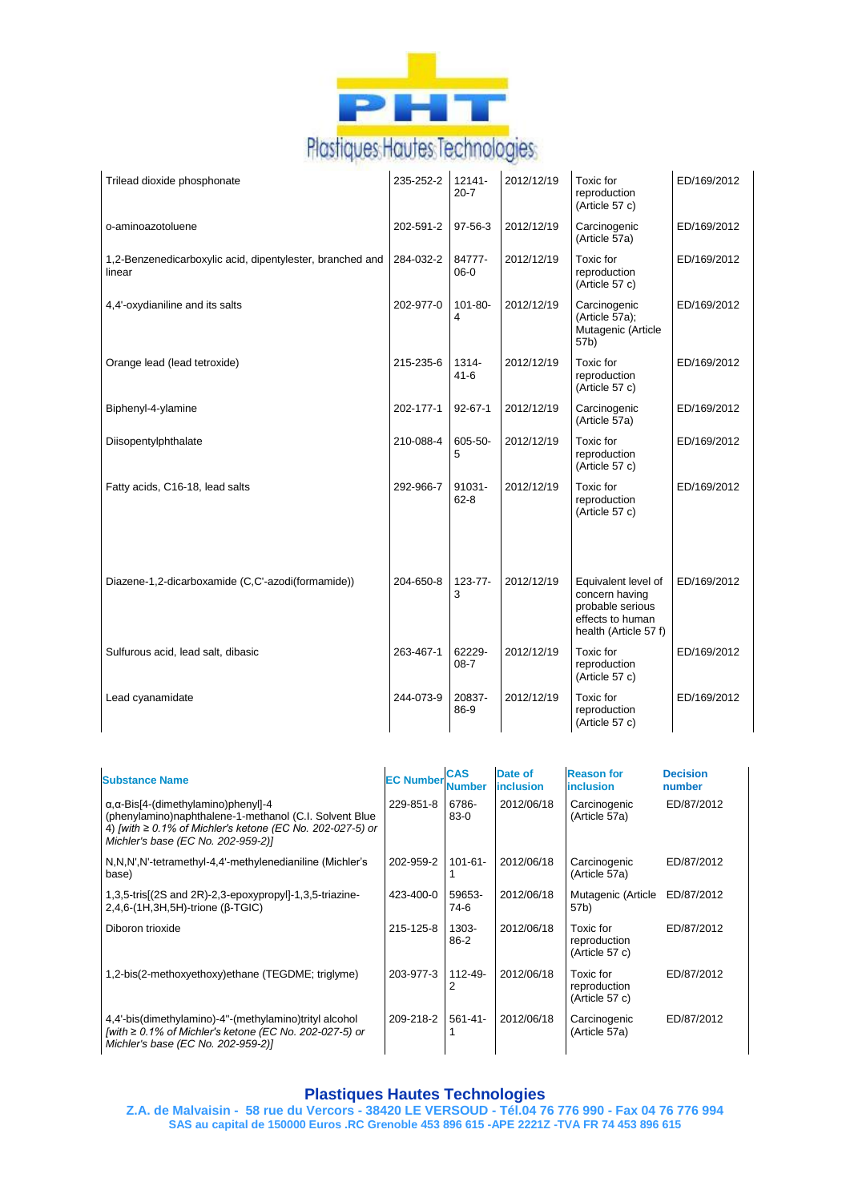| Substance Name | EC Number | CAS Number | Date of inclusion | Reason for inclusion | Decision number |
|---|---|---|---|---|---|
| Trilead dioxide phosphonate | 235-252-2 | 12141-20-7 | 2012/12/19 | Toxic for reproduction (Article 57 c) | ED/169/2012 |
| o-aminoazotoluene | 202-591-2 | 97-56-3 | 2012/12/19 | Carcinogenic (Article 57a) | ED/169/2012 |
| 1,2-Benzenedicarboxylic acid, dipentylester, branched and linear | 284-032-2 | 84777-06-0 | 2012/12/19 | Toxic for reproduction (Article 57 c) | ED/169/2012 |
| 4,4'-oxydianiline and its salts | 202-977-0 | 101-80-4 | 2012/12/19 | Carcinogenic (Article 57a); Mutagenic (Article 57b) | ED/169/2012 |
| Orange lead (lead tetroxide) | 215-235-6 | 1314-41-6 | 2012/12/19 | Toxic for reproduction (Article 57 c) | ED/169/2012 |
| Biphenyl-4-ylamine | 202-177-1 | 92-67-1 | 2012/12/19 | Carcinogenic (Article 57a) | ED/169/2012 |
| Diisopentylphthalate | 210-088-4 | 605-50-5 | 2012/12/19 | Toxic for reproduction (Article 57 c) | ED/169/2012 |
| Fatty acids, C16-18, lead salts | 292-966-7 | 91031-62-8 | 2012/12/19 | Toxic for reproduction (Article 57 c) | ED/169/2012 |
| Diazene-1,2-dicarboxamide (C,C'-azodi(formamide)) | 204-650-8 | 123-77-3 | 2012/12/19 | Equivalent level of concern having probable serious effects to human health (Article 57 f) | ED/169/2012 |
| Sulfurous acid, lead salt, dibasic | 263-467-1 | 62229-08-7 | 2012/12/19 | Toxic for reproduction (Article 57 c) | ED/169/2012 |
| Lead cyanamidate | 244-073-9 | 20837-86-9 | 2012/12/19 | Toxic for reproduction (Article 57 c) | ED/169/2012 |

| Substance Name | EC Number | CAS Number | Date of inclusion | Reason for inclusion | Decision number |
|---|---|---|---|---|---|
| α,α-Bis[4-(dimethylamino)phenyl]-4 (phenylamino)naphthalene-1-methanol (C.I. Solvent Blue 4) *[with ≥ 0.1% of Michler's ketone (EC No. 202-027-5) or Michler's base (EC No. 202-959-2)]* | 229-851-8 | 6786-83-0 | 2012/06/18 | Carcinogenic (Article 57a) | ED/87/2012 |
| N,N,N',N'-tetramethyl-4,4'-methylenedianiline (Michler's base) | 202-959-2 | 101-61-1 | 2012/06/18 | Carcinogenic (Article 57a) | ED/87/2012 |
| 1,3,5-tris[(2S and 2R)-2,3-epoxypropyl]-1,3,5-triazine-2,4,6-(1H,3H,5H)-trione (β-TGIC) | 423-400-0 | 59653-74-6 | 2012/06/18 | Mutagenic (Article 57b) | ED/87/2012 |
| Diboron trioxide | 215-125-8 | 1303-86-2 | 2012/06/18 | Toxic for reproduction (Article 57 c) | ED/87/2012 |
| 1,2-bis(2-methoxyethoxy)ethane (TEGDME; triglyme) | 203-977-3 | 112-49-2 | 2012/06/18 | Toxic for reproduction (Article 57 c) | ED/87/2012 |
| 4,4'-bis(dimethylamino)-4''-(methylamino)trityl alcohol *[with ≥ 0.1% of Michler's ketone (EC No. 202-027-5) or Michler's base (EC No. 202-959-2)]* | 209-218-2 | 561-41-1 | 2012/06/18 | Carcinogenic (Article 57a) | ED/87/2012 |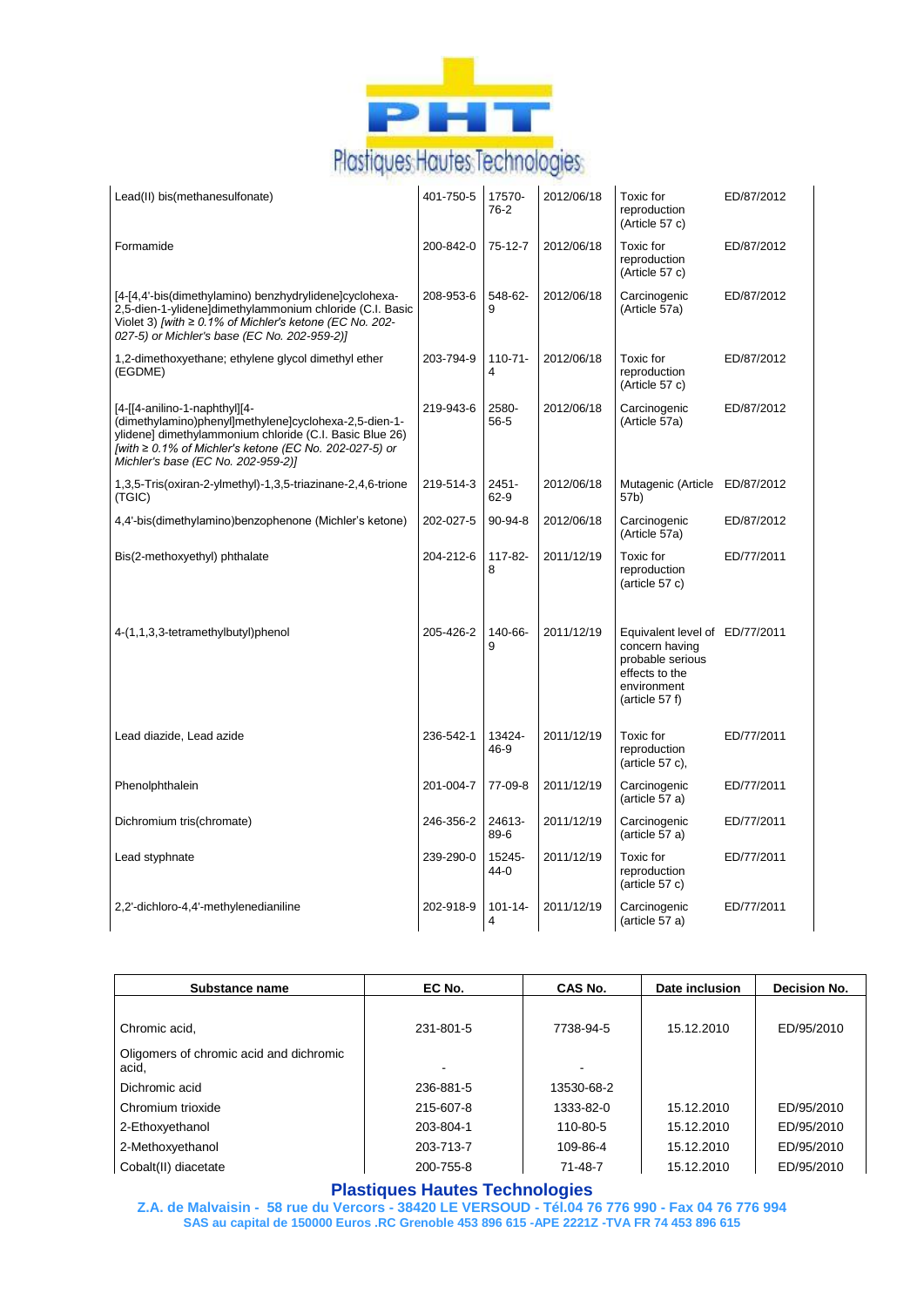| | | | | | |
|---|---|---|---|---|---|
| Lead(II) bis(methanesulfonate) | 401-750-5 | 17570-76-2 | 2012/06/18 | Toxic for reproduction (Article 57 c) | ED/87/2012 |
| Formamide | 200-842-0 | 75-12-7 | 2012/06/18 | Toxic for reproduction (Article 57 c) | ED/87/2012 |
| [4-[4,4'-bis(dimethylamino) benzhydrylidene]cyclohexa-2,5-dien-1-ylidene]dimethylammonium chloride (C.I. Basic Violet 3) *[with ≥ 0.1% of Michler's ketone (EC No. 202-027-5) or Michler's base (EC No. 202-959-2)]* | 208-953-6 | 548-62-9 | 2012/06/18 | Carcinogenic (Article 57a) | ED/87/2012 |
| 1,2-dimethoxyethane; ethylene glycol dimethyl ether (EGDME) | 203-794-9 | 110-71-4 | 2012/06/18 | Toxic for reproduction (Article 57 c) | ED/87/2012 |
| [4-[[4-anilino-1-naphthyl][4-(dimethylamino)phenyl]methylene]cyclohexa-2,5-dien-1-ylidene] dimethylammonium chloride (C.I. Basic Blue 26) *[with ≥ 0.1% of Michler's ketone (EC No. 202-027-5) or Michler's base (EC No. 202-959-2)]* | 219-943-6 | 2580-56-5 | 2012/06/18 | Carcinogenic (Article 57a) | ED/87/2012 |
| 1,3,5-Tris(oxiran-2-ylmethyl)-1,3,5-triazinane-2,4,6-trione (TGIC) | 219-514-3 | 2451-62-9 | 2012/06/18 | Mutagenic (Article 57b) | ED/87/2012 |
| 4,4'-bis(dimethylamino)benzophenone (Michler's ketone) | 202-027-5 | 90-94-8 | 2012/06/18 | Carcinogenic (Article 57a) | ED/87/2012 |
| Bis(2-methoxyethyl) phthalate | 204-212-6 | 117-82-8 | 2011/12/19 | Toxic for reproduction (article 57 c) | ED/77/2011 |
| 4-(1,1,3,3-tetramethylbutyl)phenol | 205-426-2 | 140-66-9 | 2011/12/19 | Equivalent level of concern having probable serious effects to the environment (article 57 f) | ED/77/2011 |
| Lead diazide, Lead azide | 236-542-1 | 13424-46-9 | 2011/12/19 | Toxic for reproduction (article 57 c), | ED/77/2011 |
| Phenolphthalein | 201-004-7 | 77-09-8 | 2011/12/19 | Carcinogenic (article 57 a) | ED/77/2011 |
| Dichromium tris(chromate) | 246-356-2 | 24613-89-6 | 2011/12/19 | Carcinogenic (article 57 a) | ED/77/2011 |
| Lead styphnate | 239-290-0 | 15245-44-0 | 2011/12/19 | Toxic for reproduction (article 57 c) | ED/77/2011 |
| 2,2'-dichloro-4,4'-methylenedianiline | 202-918-9 | 101-14-4 | 2011/12/19 | Carcinogenic (article 57 a) | ED/77/2011 |

| Substance name | EC No. | CAS No. | Date inclusion | Decision No. |
|---|---|---|---|---|
| Chromic acid, | 231-801-5 | 7738-94-5 | 15.12.2010 | ED/95/2010 |
| Oligomers of chromic acid and dichromic acid, | - | - | | |
| Dichromic acid | 236-881-5 | 13530-68-2 | | |
| Chromium trioxide | 215-607-8 | 1333-82-0 | 15.12.2010 | ED/95/2010 |
| 2-Ethoxyethanol | 203-804-1 | 110-80-5 | 15.12.2010 | ED/95/2010 |
| 2-Methoxyethanol | 203-713-7 | 109-86-4 | 15.12.2010 | ED/95/2010 |
| Cobalt(II) diacetate | 200-755-8 | 71-48-7 | 15.12.2010 | ED/95/2010 |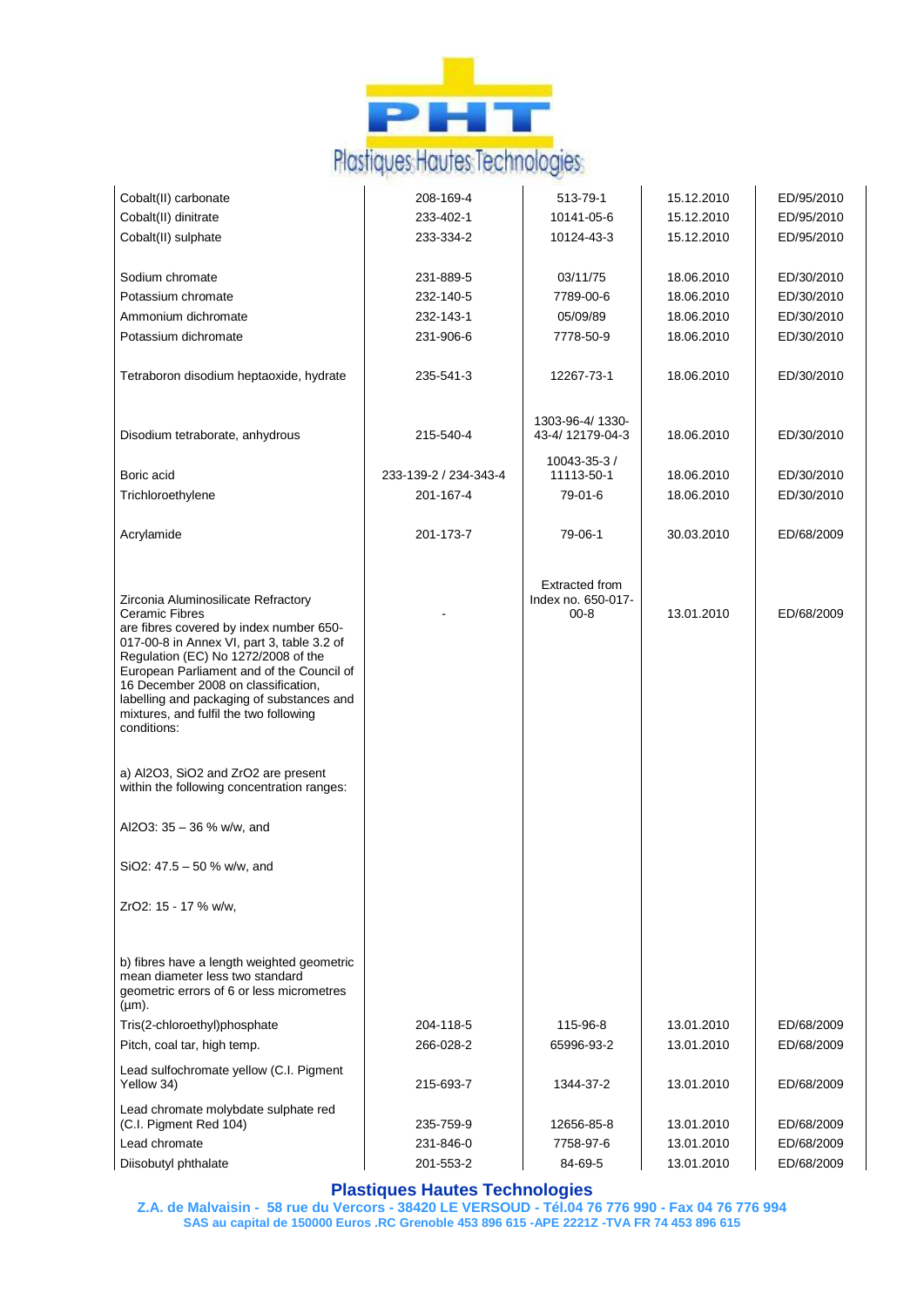| Cobalt(II) carbonate | 208-169-4 | 513-79-1 | 15.12.2010 | ED/95/2010 |
|---|---|---|---|---|
| Cobalt(II) dinitrate | 233-402-1 | 10141-05-6 | 15.12.2010 | ED/95/2010 |
| Cobalt(II) sulphate | 233-334-2 | 10124-43-3 | 15.12.2010 | ED/95/2010 |
| Sodium chromate | 231-889-5 | 03/11/75 | 18.06.2010 | ED/30/2010 |
| Potassium chromate | 232-140-5 | 7789-00-6 | 18.06.2010 | ED/30/2010 |
| Ammonium dichromate | 232-143-1 | 05/09/89 | 18.06.2010 | ED/30/2010 |
| Potassium dichromate | 231-906-6 | 7778-50-9 | 18.06.2010 | ED/30/2010 |
| Tetraboron disodium heptaoxide, hydrate | 235-541-3 | 12267-73-1 | 18.06.2010 | ED/30/2010 |
| Disodium tetraborate, anhydrous | 215-540-4 | 1303-96-4/ 1330-43-4/ 12179-04-3 | 18.06.2010 | ED/30/2010 |
| Boric acid | 233-139-2 / 234-343-4 | 10043-35-3 / 11113-50-1 | 18.06.2010 | ED/30/2010 |
| Trichloroethylene | 201-167-4 | 79-01-6 | 18.06.2010 | ED/30/2010 |
| Acrylamide | 201-173-7 | 79-06-1 | 30.03.2010 | ED/68/2009 |
| Zirconia Aluminosilicate Refractory Ceramic Fibres are fibres covered by index number 650-017-00-8 in Annex VI, part 3, table 3.2 of Regulation (EC) No 1272/2008 of the European Parliament and of the Council of 16 December 2008 on classification, labelling and packaging of substances and mixtures, and fulfil the two following conditions: | - | Extracted from Index no. 650-017-00-8 | 13.01.2010 | ED/68/2009 |
| a) $Al_2O_3$, $SiO_2$ and $ZrO_2$ are present within the following concentration ranges: | | | | |
| $Al_2O_3$: 35 – 36 % w/w, and | | | | |
| $SiO_2$: 47.5 – 50 % w/w, and | | | | |
| $ZrO_2$: 15 - 17 % w/w, | | | | |
| b) fibres have a length weighted geometric mean diameter less two standard geometric errors of 6 or less micrometres (µm). | | | | |
| Tris(2-chloroethyl)phosphate | 204-118-5 | 115-96-8 | 13.01.2010 | ED/68/2009 |
| Pitch, coal tar, high temp. | 266-028-2 | 65996-93-2 | 13.01.2010 | ED/68/2009 |
| Lead sulfochromate yellow (C.I. Pigment Yellow 34) | 215-693-7 | 1344-37-2 | 13.01.2010 | ED/68/2009 |
| Lead chromate molybdate sulphate red (C.I. Pigment Red 104) | 235-759-9 | 12656-85-8 | 13.01.2010 | ED/68/2009 |
| Lead chromate | 231-846-0 | 7758-97-6 | 13.01.2010 | ED/68/2009 |
| Diisobutyl phthalate | 201-553-2 | 84-69-5 | 13.01.2010 | ED/68/2009 |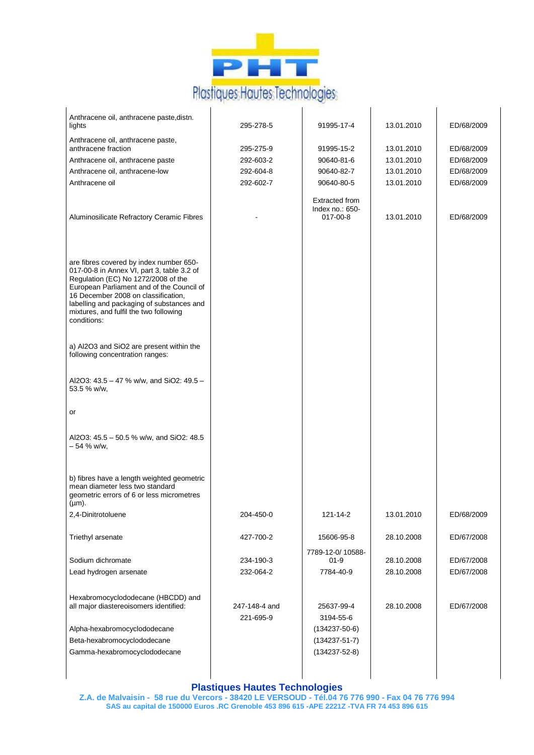| | | | | |
|---|---|---|---|---|
| Anthracene oil, anthracene paste,distn. lights | 295-278-5 | 91995-17-4 | 13.01.2010 | ED/68/2009 |
| Anthracene oil, anthracene paste, anthracene fraction | 295-275-9 | 91995-15-2 | 13.01.2010 | ED/68/2009 |
| Anthracene oil, anthracene paste | 292-603-2 | 90640-81-6 | 13.01.2010 | ED/68/2009 |
| Anthracene oil, anthracene-low | 292-604-8 | 90640-82-7 | 13.01.2010 | ED/68/2009 |
| Anthracene oil | 292-602-7 | 90640-80-5 | 13.01.2010 | ED/68/2009 |
| Aluminosilicate Refractory Ceramic Fibres | - | Extracted from Index no.: 650-017-00-8 | 13.01.2010 | ED/68/2009 |
| are fibres covered by index number 650-017-00-8 in Annex VI, part 3, table 3.2 of Regulation (EC) No 1272/2008 of the European Parliament and of the Council of 16 December 2008 on classification, labelling and packaging of substances and mixtures, and fulfil the two following conditions: | | | | |
| a) $Al_2O_3$ and $SiO_2$ are present within the following concentration ranges: | | | | |
| $Al_2O_3$: 43.5 – 47 % w/w, and $SiO_2$: 49.5 – 53.5 % w/w, | | | | |
| or | | | | |
| $Al_2O_3$: 45.5 – 50.5 % w/w, and $SiO_2$: 48.5 – 54 % w/w, | | | | |
| b) fibres have a length weighted geometric mean diameter less two standard geometric errors of 6 or less micrometres (µm). | | | | |
| 2,4-Dinitrotoluene | 204-450-0 | 121-14-2 | 13.01.2010 | ED/68/2009 |
| Triethyl arsenate | 427-700-2 | 15606-95-8 | 28.10.2008 | ED/67/2008 |
| Sodium dichromate | 234-190-3 | 7789-12-0/ 10588-01-9 | 28.10.2008 | ED/67/2008 |
| Lead hydrogen arsenate | 232-064-2 | 7784-40-9 | 28.10.2008 | ED/67/2008 |
| Hexabromocyclododecane (HBCDD) and all major diastereoisomers identified: | 247-148-4 and | 25637-99-4 | 28.10.2008 | ED/67/2008 |
| | 221-695-9 | 3194-55-6 | | |
| Alpha-hexabromocyclododecane | | (134237-50-6) | | |
| Beta-hexabromocyclododecane | | (134237-51-7) | | |
| Gamma-hexabromocyclododecane | | (134237-52-8) | | |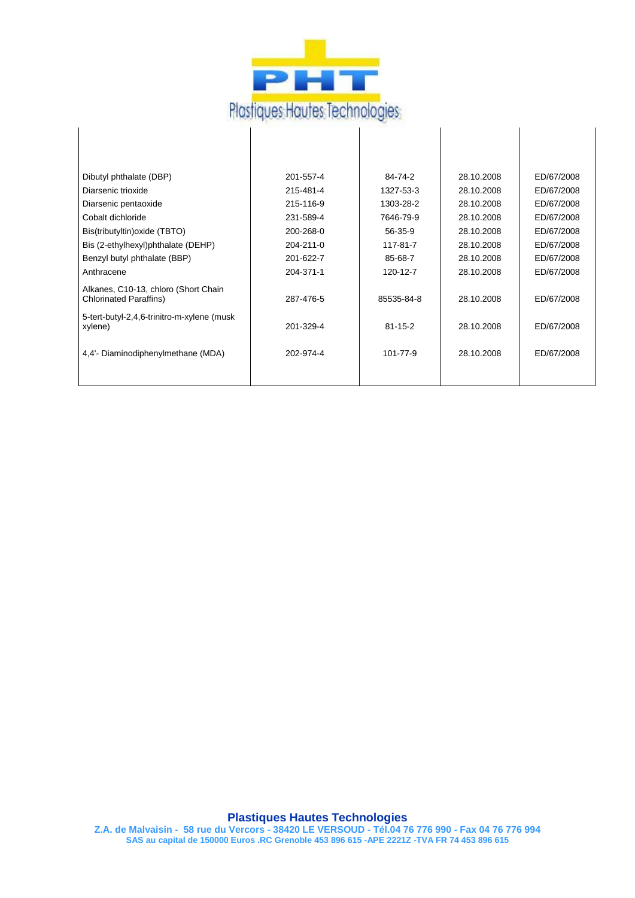| | | | | |
|---|---|---|---|---|
| Dibutyl phthalate (DBP) | 201-557-4 | 84-74-2 | 28.10.2008 | ED/67/2008 |
| Diarsenic trioxide | 215-481-4 | 1327-53-3 | 28.10.2008 | ED/67/2008 |
| Diarsenic pentaoxide | 215-116-9 | 1303-28-2 | 28.10.2008 | ED/67/2008 |
| Cobalt dichloride | 231-589-4 | 7646-79-9 | 28.10.2008 | ED/67/2008 |
| Bis(tributyltin)oxide (TBTO) | 200-268-0 | 56-35-9 | 28.10.2008 | ED/67/2008 |
| Bis (2-ethylhexyl)phthalate (DEHP) | 204-211-0 | 117-81-7 | 28.10.2008 | ED/67/2008 |
| Benzyl butyl phthalate (BBP) | 201-622-7 | 85-68-7 | 28.10.2008 | ED/67/2008 |
| Anthracene | 204-371-1 | 120-12-7 | 28.10.2008 | ED/67/2008 |
| Alkanes, C10-13, chloro (Short Chain Chlorinated Paraffins) | 287-476-5 | 85535-84-8 | 28.10.2008 | ED/67/2008 |
| 5-tert-butyl-2,4,6-trinitro-m-xylene (musk xylene) | 201-329-4 | 81-15-2 | 28.10.2008 | ED/67/2008 |
| 4,4'- Diaminodiphenylmethane (MDA) | 202-974-4 | 101-77-9 | 28.10.2008 | ED/67/2008 |